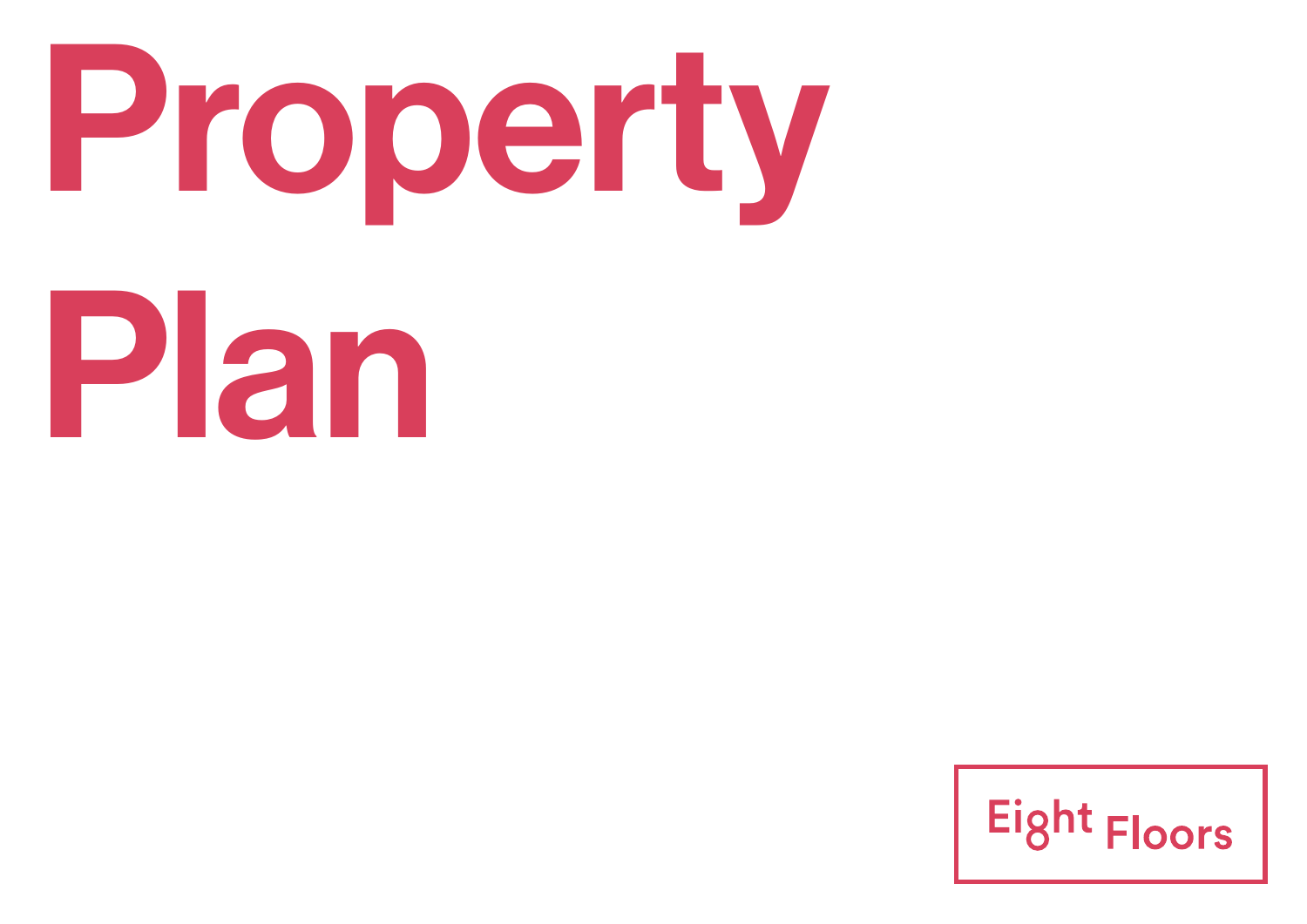# Property Plan

Eight Floors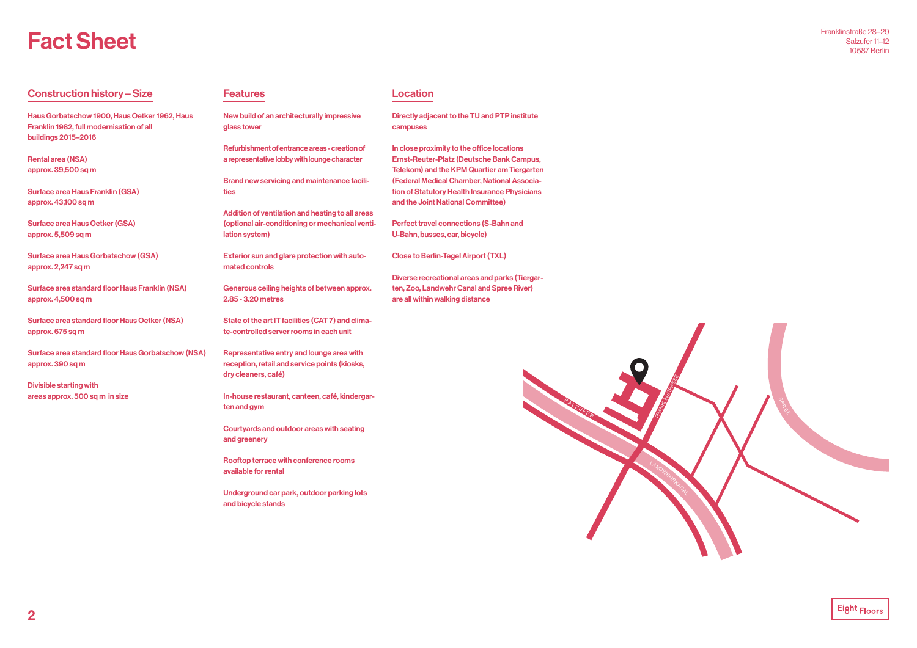# Fact Sheet

Franklinstraße 28–29
Salzufer 11–12
10587 Berlin

## Construction history – Size

Haus Gorbatschow 1900, Haus Oetker 1962, Haus Franklin 1982, full modernisation of all buildings 2015–2016

Rental area (NSA)
approx. 39,500 sq m

Surface area Haus Franklin (GSA)
approx. 43,100 sq m

Surface area Haus Oetker (GSA)
approx. 5,509 sq m

Surface area Haus Gorbatschow (GSA)
approx. 2,247 sq m

Surface area standard floor Haus Franklin (NSA)
approx. 4,500 sq m

Surface area standard floor Haus Oetker (NSA)
approx. 675 sq m

Surface area standard floor Haus Gorbatschow (NSA)
approx. 390 sq m

Divisible starting with
areas approx. 500 sq m in size

## Features

New build of an architecturally impressive glass tower

Refurbishment of entrance areas - creation of a representative lobby with lounge character

Brand new servicing and maintenance facilities

Addition of ventilation and heating to all areas (optional air-conditioning or mechanical ventilation system)

Exterior sun and glare protection with automated controls

Generous ceiling heights of between approx. 2.85 - 3.20 metres

State of the art IT facilities (CAT 7) and climate-controlled server rooms in each unit

Representative entry and lounge area with reception, retail and service points (kiosks, dry cleaners, café)

In-house restaurant, canteen, café, kindergarten and gym

Courtyards and outdoor areas with seating and greenery

Rooftop terrace with conference rooms available for rental

Underground car park, outdoor parking lots and bicycle stands

## Location

Directly adjacent to the TU and PTP institute campuses

In close proximity to the office locations Ernst-Reuter-Platz (Deutsche Bank Campus, Telekom) and the KPM Quartier am Tiergarten (Federal Medical Chamber, National Association of Statutory Health Insurance Physicians and the Joint National Committee)

Perfect travel connections (S-Bahn and U-Bahn, busses, car, bicycle)

Close to Berlin-Tegel Airport (TXL)

Diverse recreational areas and parks (Tiergarten, Zoo, Landwehr Canal and Spree River) are all within walking distance

SALZUFER
FRANKLINSTRASSE
LANDWEHRKANAL
SPREE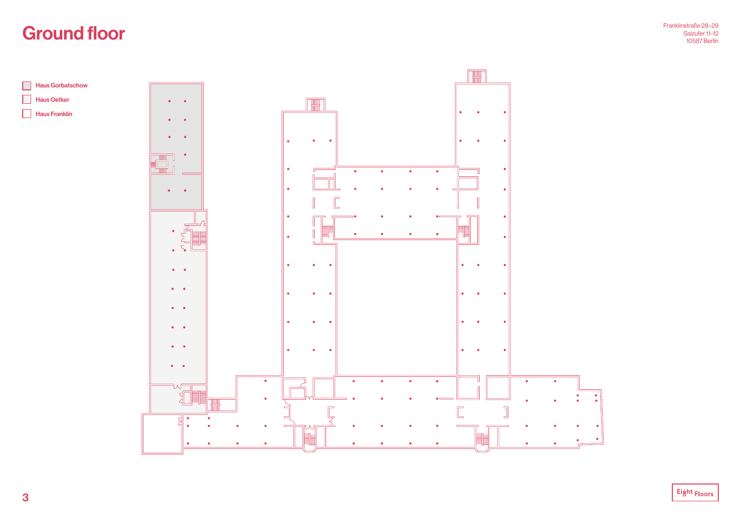# Ground floor

Franklinstraße 28–29
Salzufer 11–12
10587 Berlin

- Haus Gorbatschow
- Haus Oetker
- Haus Franklin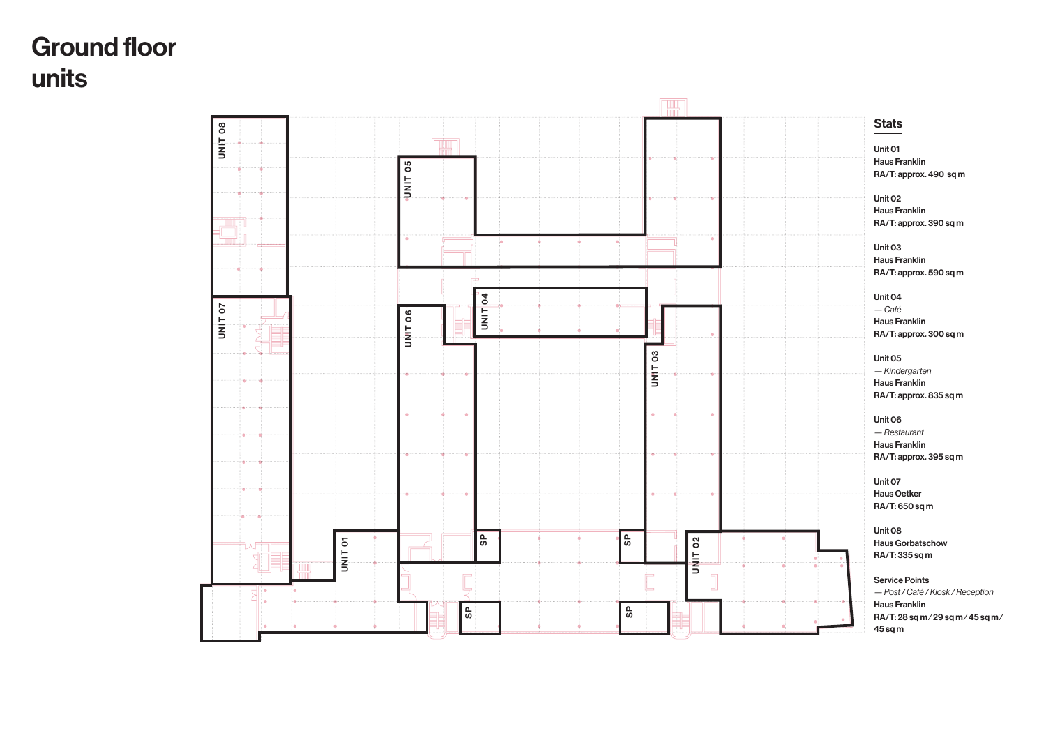# Ground floor units

UNIT 08

UNIT 07

UNIT 05

UNIT 04

UNIT 06

UNIT 03

UNIT 01

UNIT 02

SP

SP

SP

SP

## Stats

Unit 01
Haus Franklin
RA/T: approx. 490 sq m

Unit 02
Haus Franklin
RA/T: approx. 390 sq m

Unit 03
Haus Franklin
RA/T: approx. 590 sq m

Unit 04
*— Café*
Haus Franklin
RA/T: approx. 300 sq m

Unit 05
*— Kindergarten*
Haus Franklin
RA/T: approx. 835 sq m

Unit 06
*— Restaurant*
Haus Franklin
RA/T: approx. 395 sq m

Unit 07
Haus Oetker
RA/T: 650 sq m

Unit 08
Haus Gorbatschow
RA/T: 335 sq m

Service Points
*— Post / Café / Kiosk / Reception*
Haus Franklin
RA/T: 28 sq m / 29 sq m / 45 sq m / 45 sq m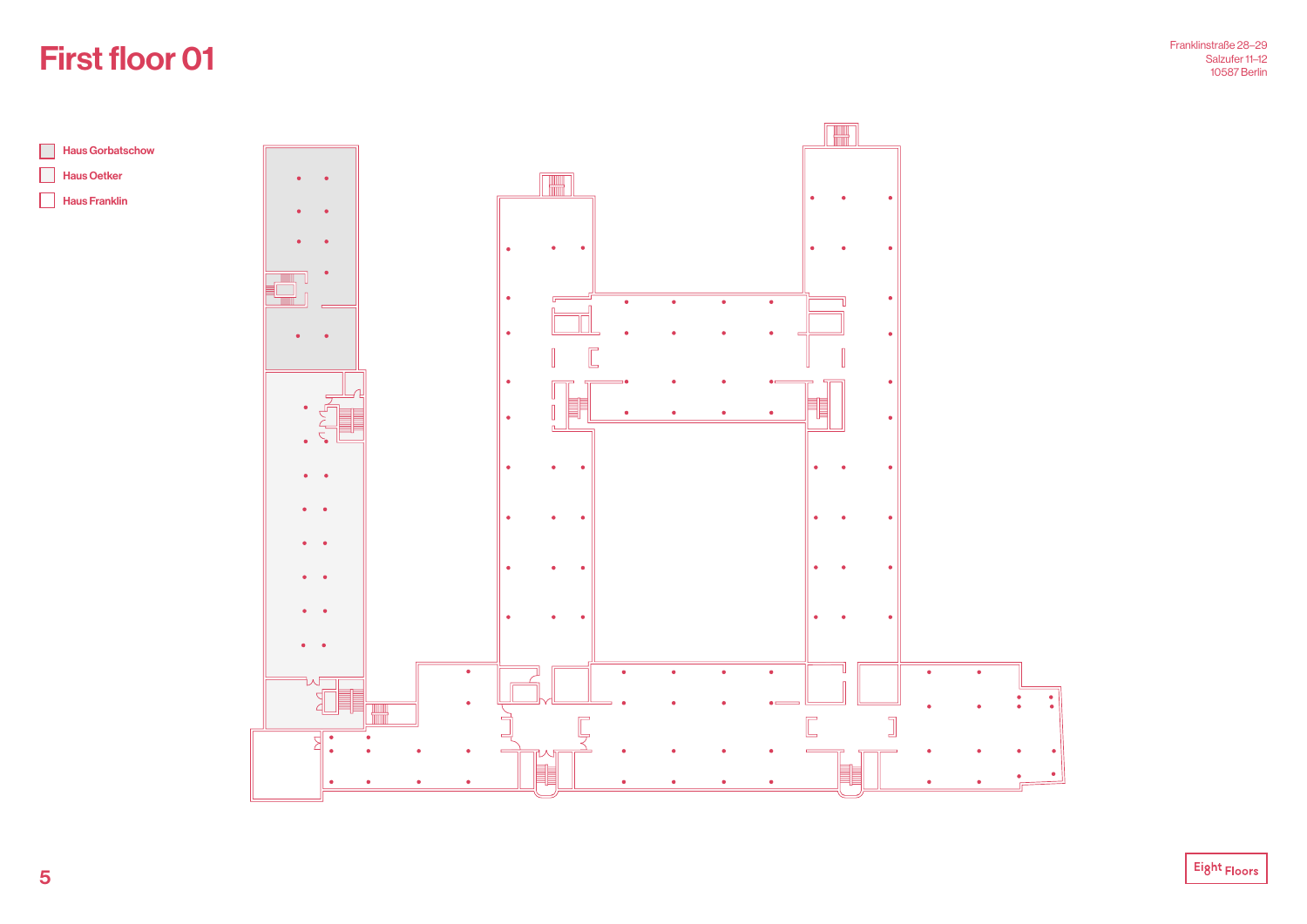# First floor 01

Franklinstraße 28–29
Salzufer 11–12
10587 Berlin

- Haus Gorbatschow
- Haus Oetker
- Haus Franklin

Eight Floors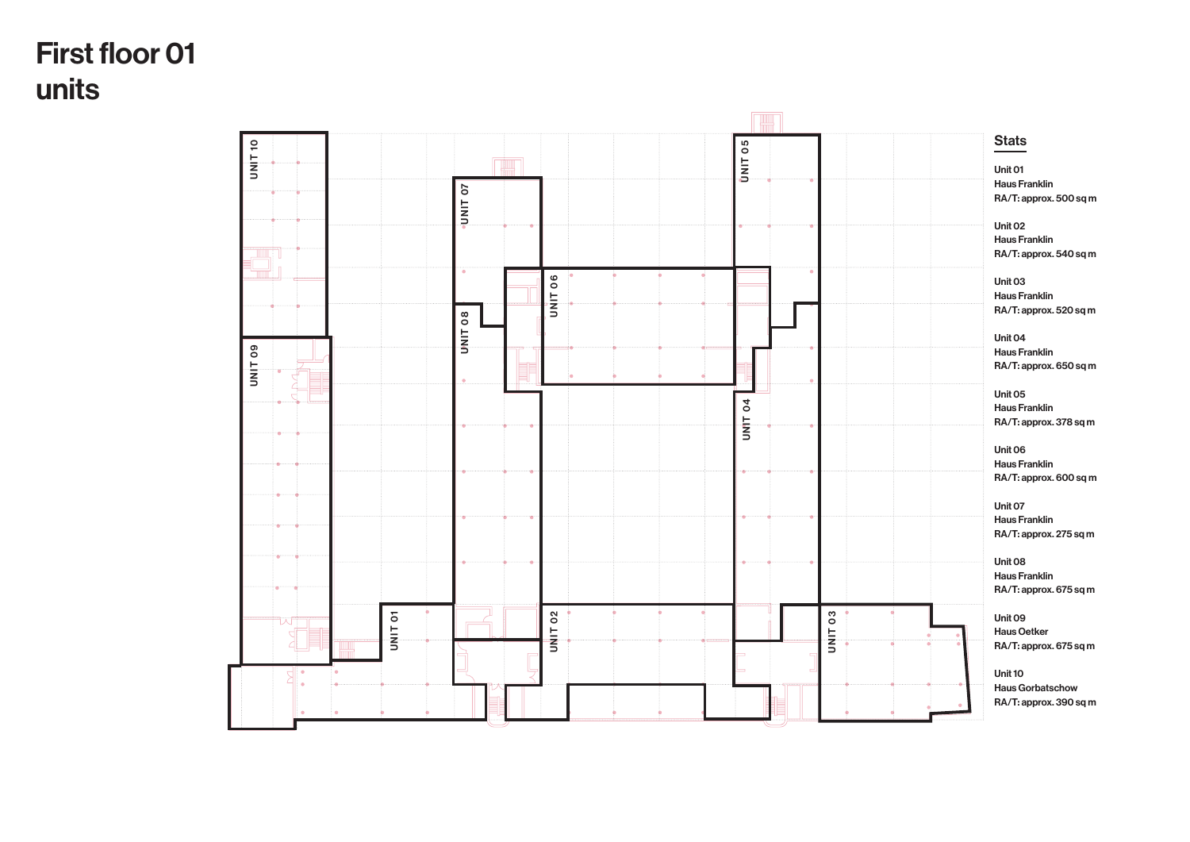# First floor 01 units

UNIT 10

UNIT 07

UNIT 05

UNIT 06

UNIT 08

UNIT 09

UNIT 04

UNIT 01

UNIT 02

UNIT 03

## Stats

Unit 01
Haus Franklin
RA/T: approx. 500 sq m

Unit 02
Haus Franklin
RA/T: approx. 540 sq m

Unit 03
Haus Franklin
RA/T: approx. 520 sq m

Unit 04
Haus Franklin
RA/T: approx. 650 sq m

Unit 05
Haus Franklin
RA/T: approx. 378 sq m

Unit 06
Haus Franklin
RA/T: approx. 600 sq m

Unit 07
Haus Franklin
RA/T: approx. 275 sq m

Unit 08
Haus Franklin
RA/T: approx. 675 sq m

Unit 09
Haus Oetker
RA/T: approx. 675 sq m

Unit 10
Haus Gorbatschow
RA/T: approx. 390 sq m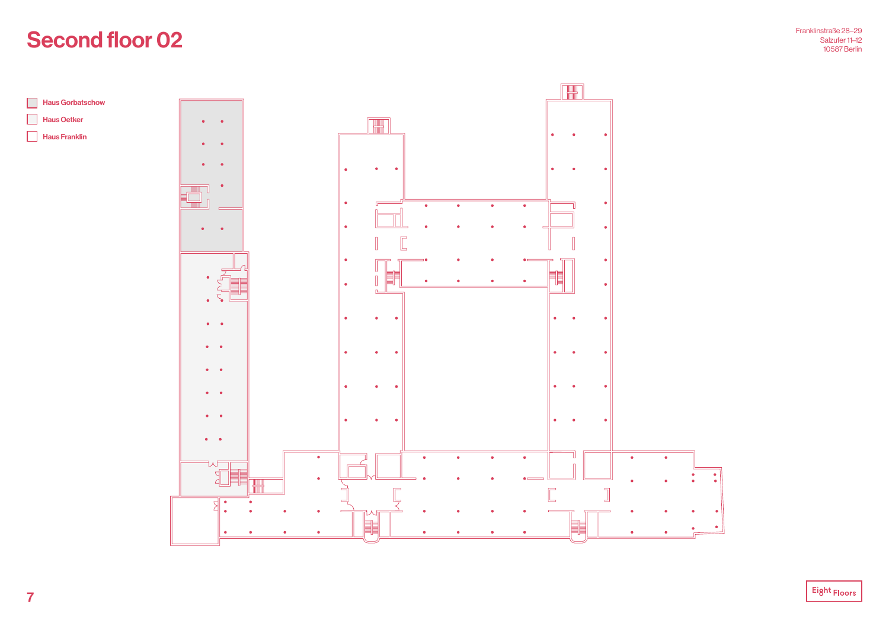# Second floor 02

Franklinstraße 28–29
Salzufer 11–12
10587 Berlin

- Haus Gorbatschow
- Haus Oetker
- Haus Franklin

Eight Floors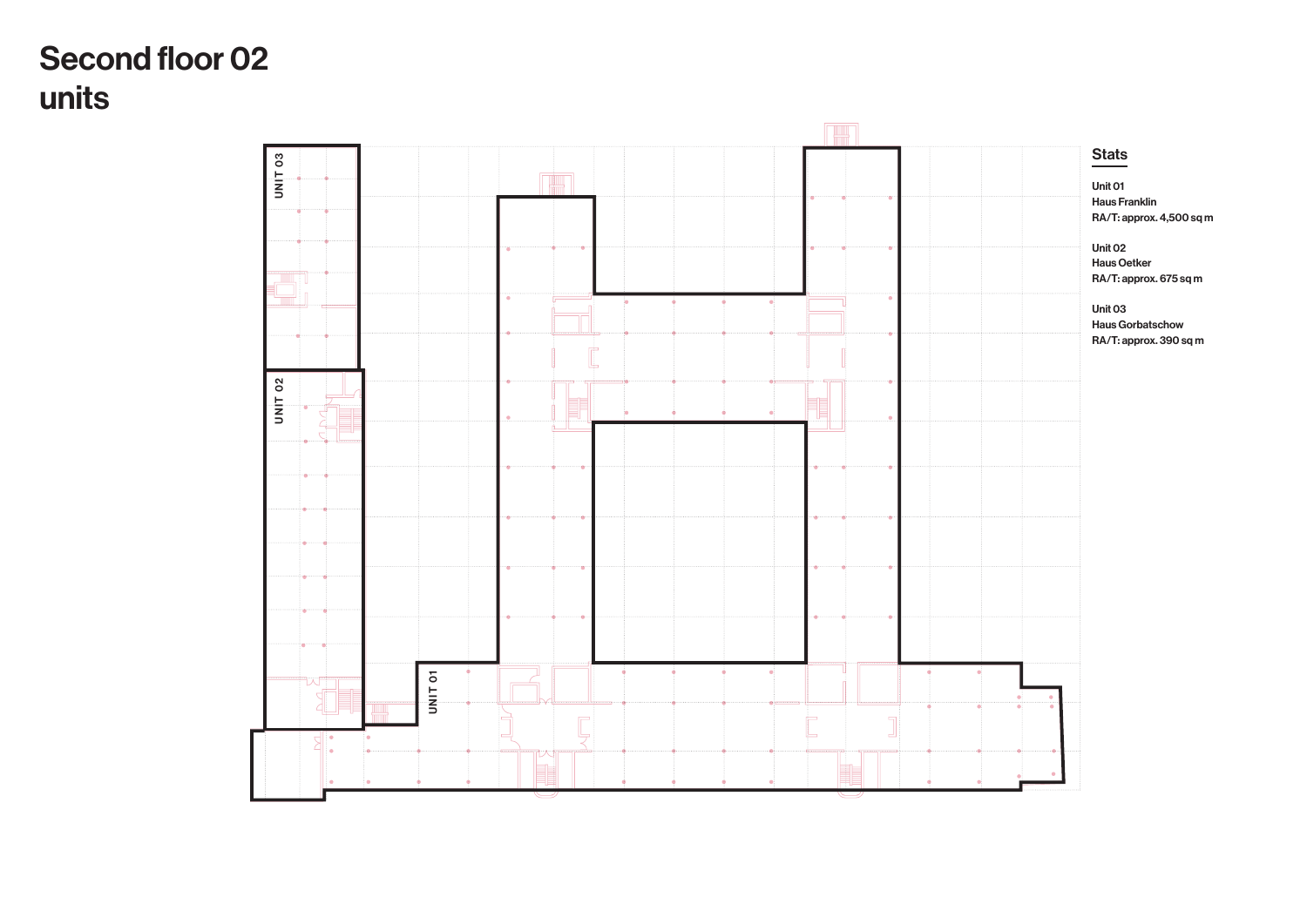# Second floor 02 units

UNIT 03

UNIT 02

UNIT 01

## Stats

Unit 01
Haus Franklin
RA/T: approx. 4,500 sq m

Unit 02
Haus Oetker
RA/T: approx. 675 sq m

Unit 03
Haus Gorbatschow
RA/T: approx. 390 sq m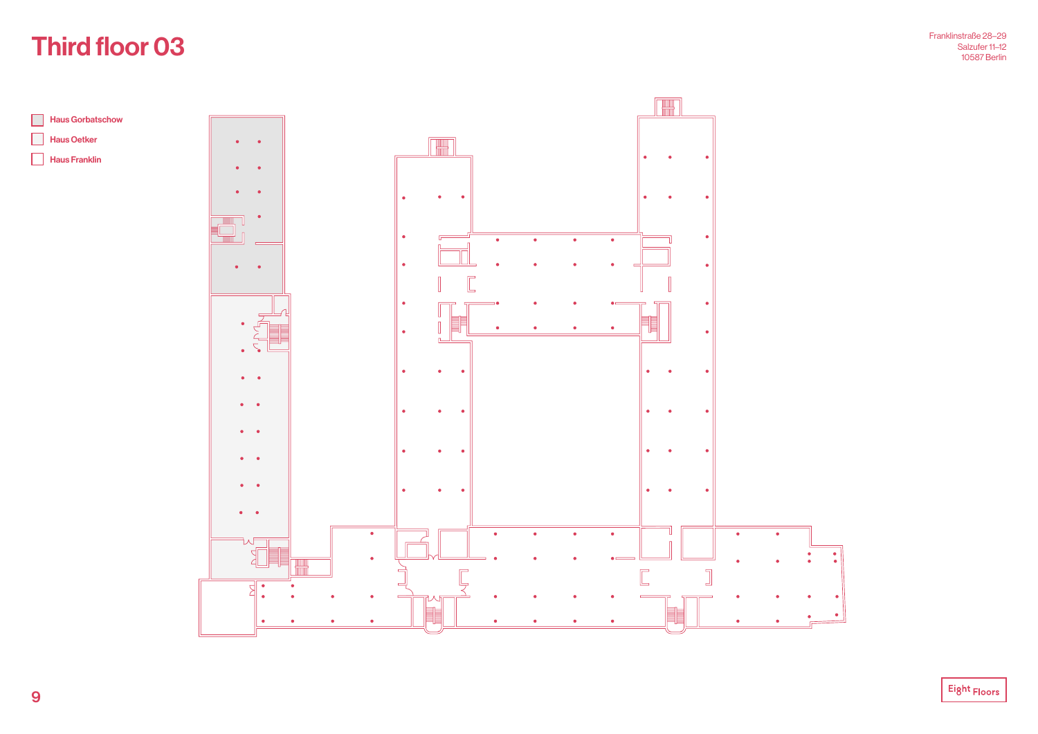# Third floor 03

Franklinstraße 28–29
Salzufer 11–12
10587 Berlin

- Haus Gorbatschow
- Haus Oetker
- Haus Franklin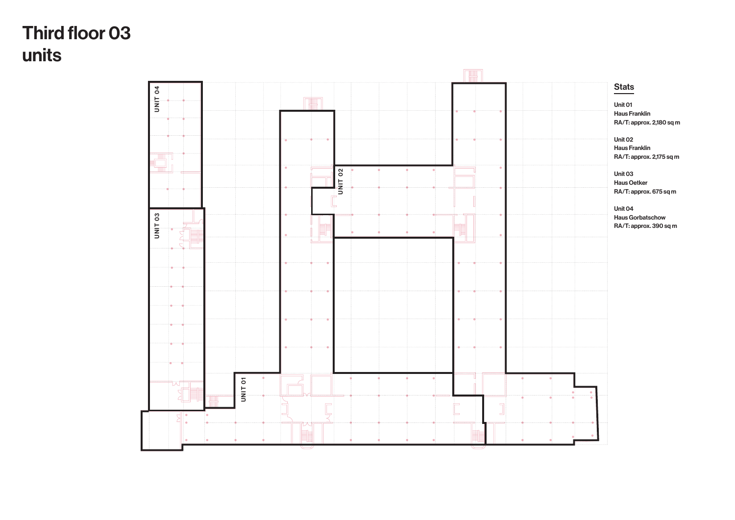# Third floor 03 units

UNIT 04

UNIT 03

UNIT 02

UNIT 01

## Stats

Unit 01
Haus Franklin
RA/T: approx. 2,180 sq m

Unit 02
Haus Franklin
RA/T: approx. 2,175 sq m

Unit 03
Haus Oetker
RA/T: approx. 675 sq m

Unit 04
Haus Gorbatschow
RA/T: approx. 390 sq m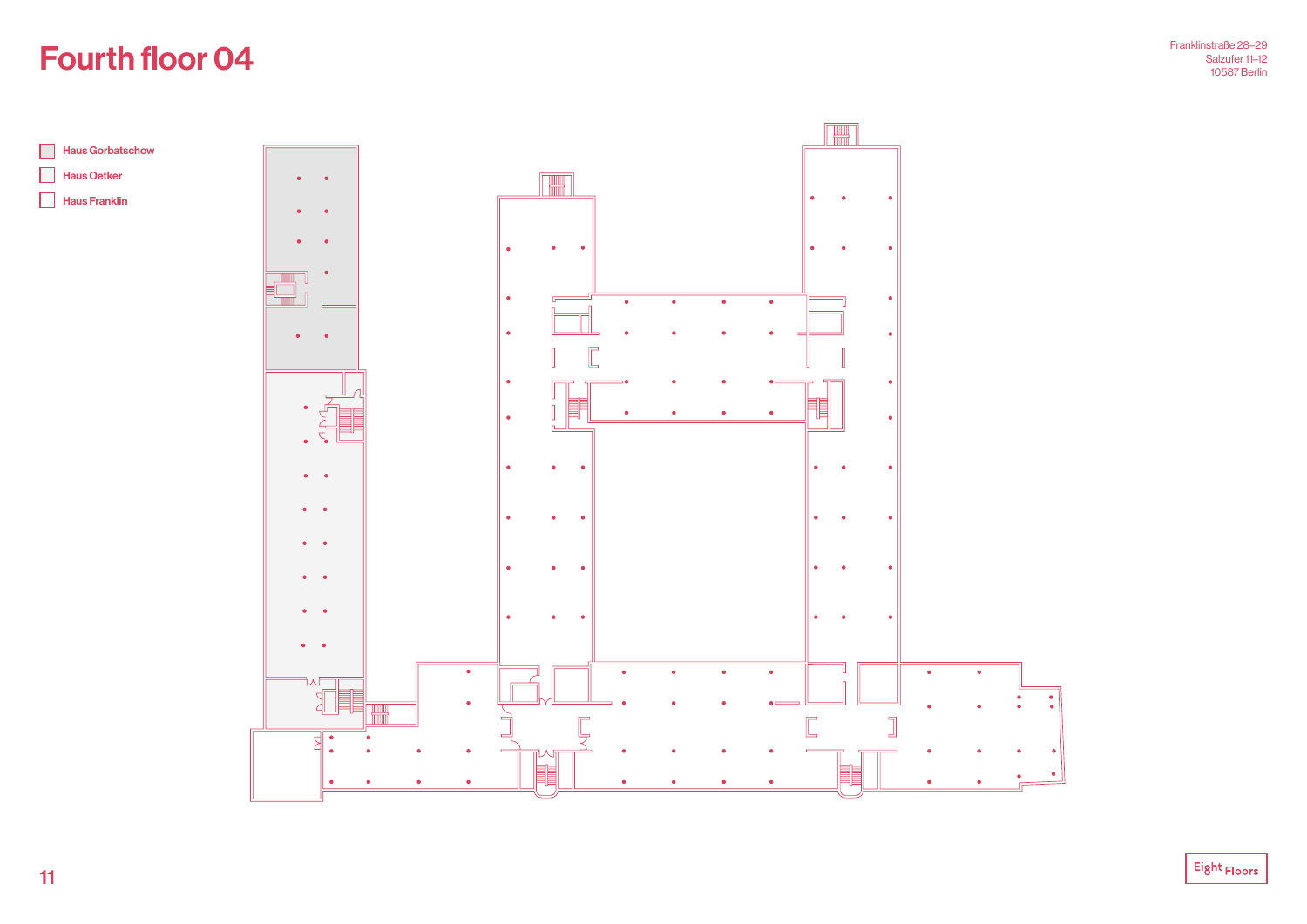# Fourth floor 04

Franklinstraße 28–29
Salzufer 11–12
10587 Berlin

- Haus Gorbatschow
- Haus Oetker
- Haus Franklin

Eight Floors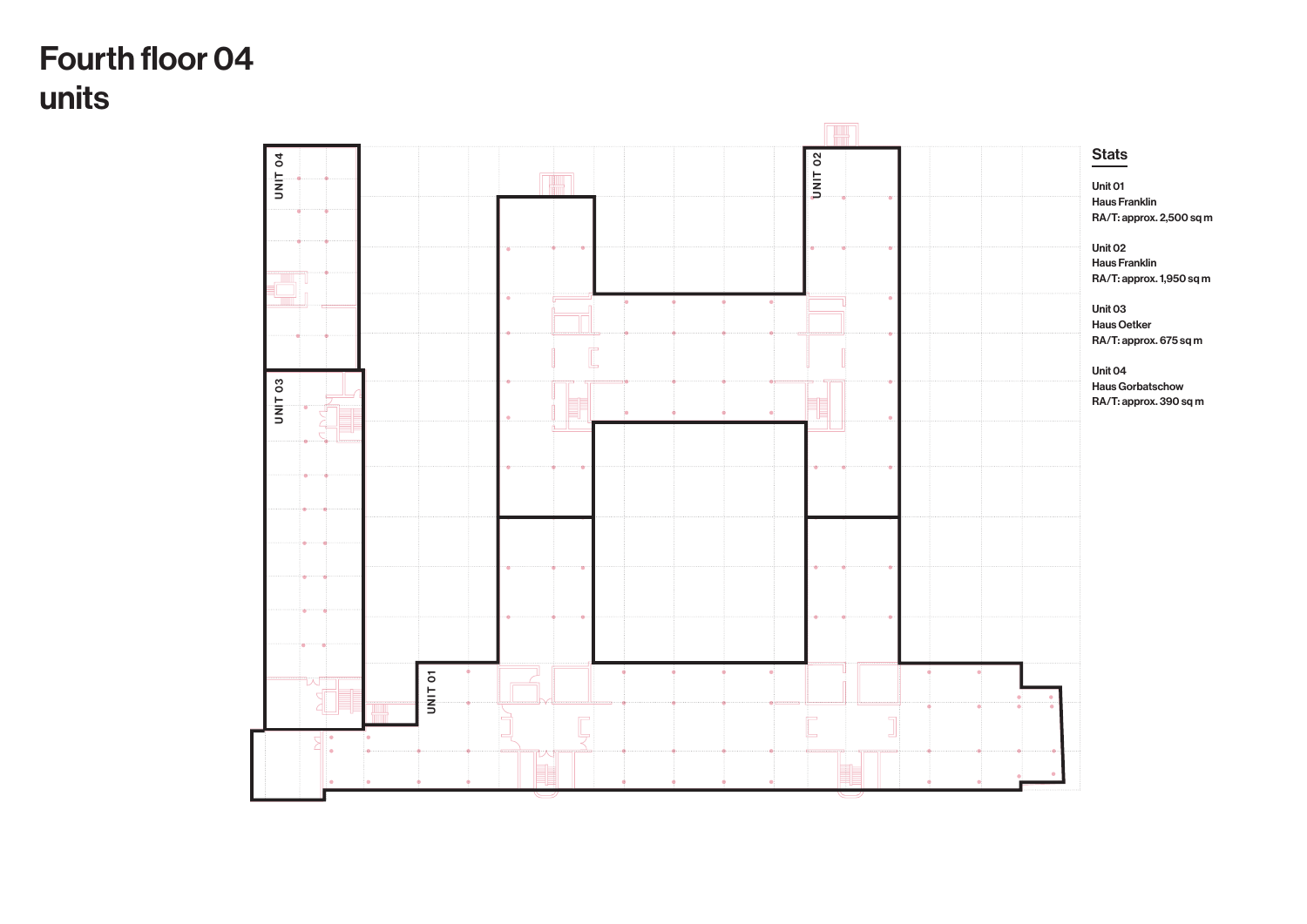# Fourth floor 04 units

UNIT 04

UNIT 02

UNIT 03

UNIT 01

## Stats

Unit 01
Haus Franklin
RA/T: approx. 2,500 sq m

Unit 02
Haus Franklin
RA/T: approx. 1,950 sq m

Unit 03
Haus Oetker
RA/T: approx. 675 sq m

Unit 04
Haus Gorbatschow
RA/T: approx. 390 sq m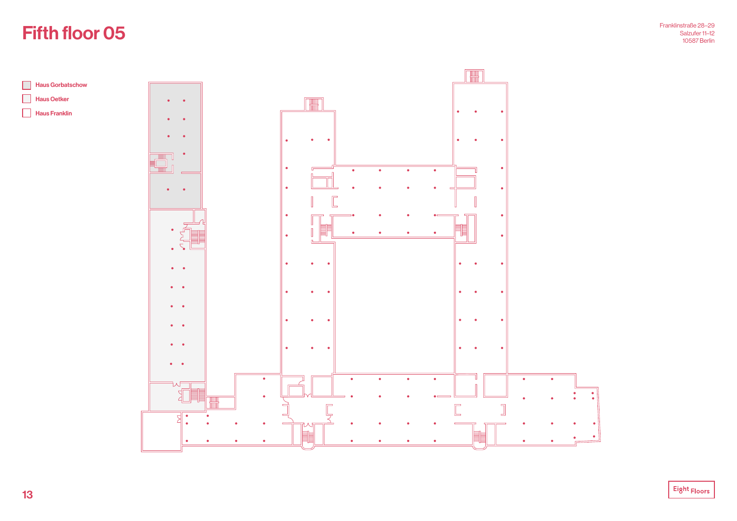# Fifth floor 05

Franklinstraße 28–29
Salzufer 11–12
10587 Berlin

- Haus Gorbatschow
- Haus Oetker
- Haus Franklin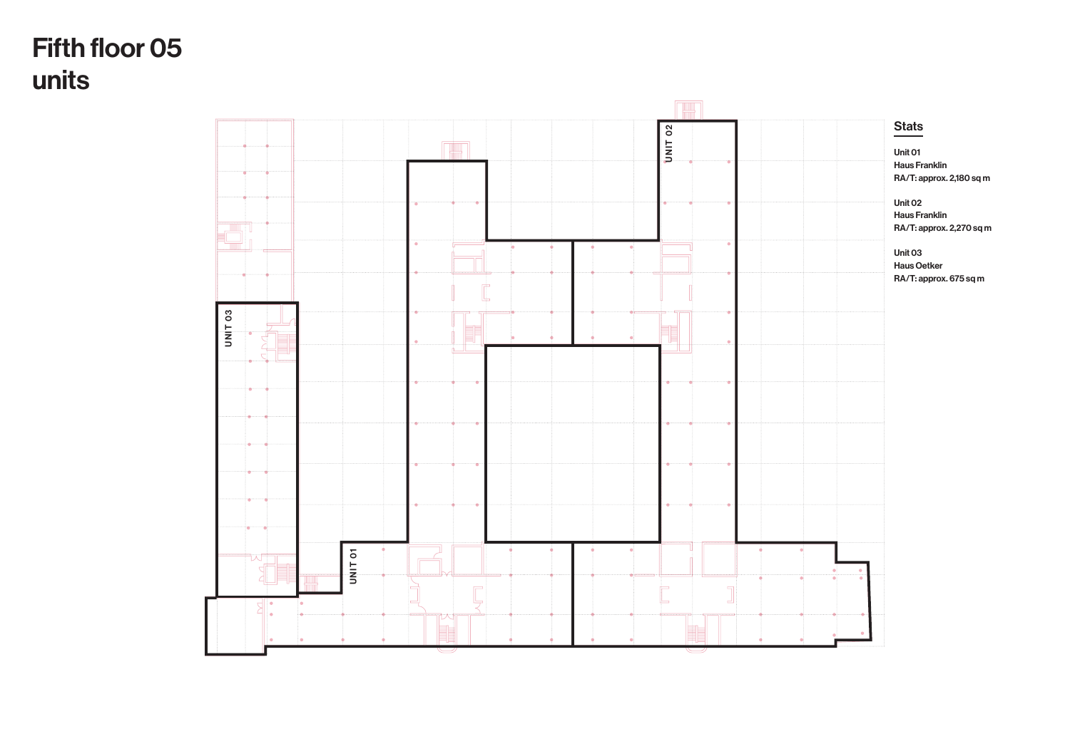# Fifth floor 05 units

UNIT 01

UNIT 02

UNIT 03

## Stats

Unit 01
Haus Franklin
RA/T: approx. 2,180 sq m

Unit 02
Haus Franklin
RA/T: approx. 2,270 sq m

Unit 03
Haus Oetker
RA/T: approx. 675 sq m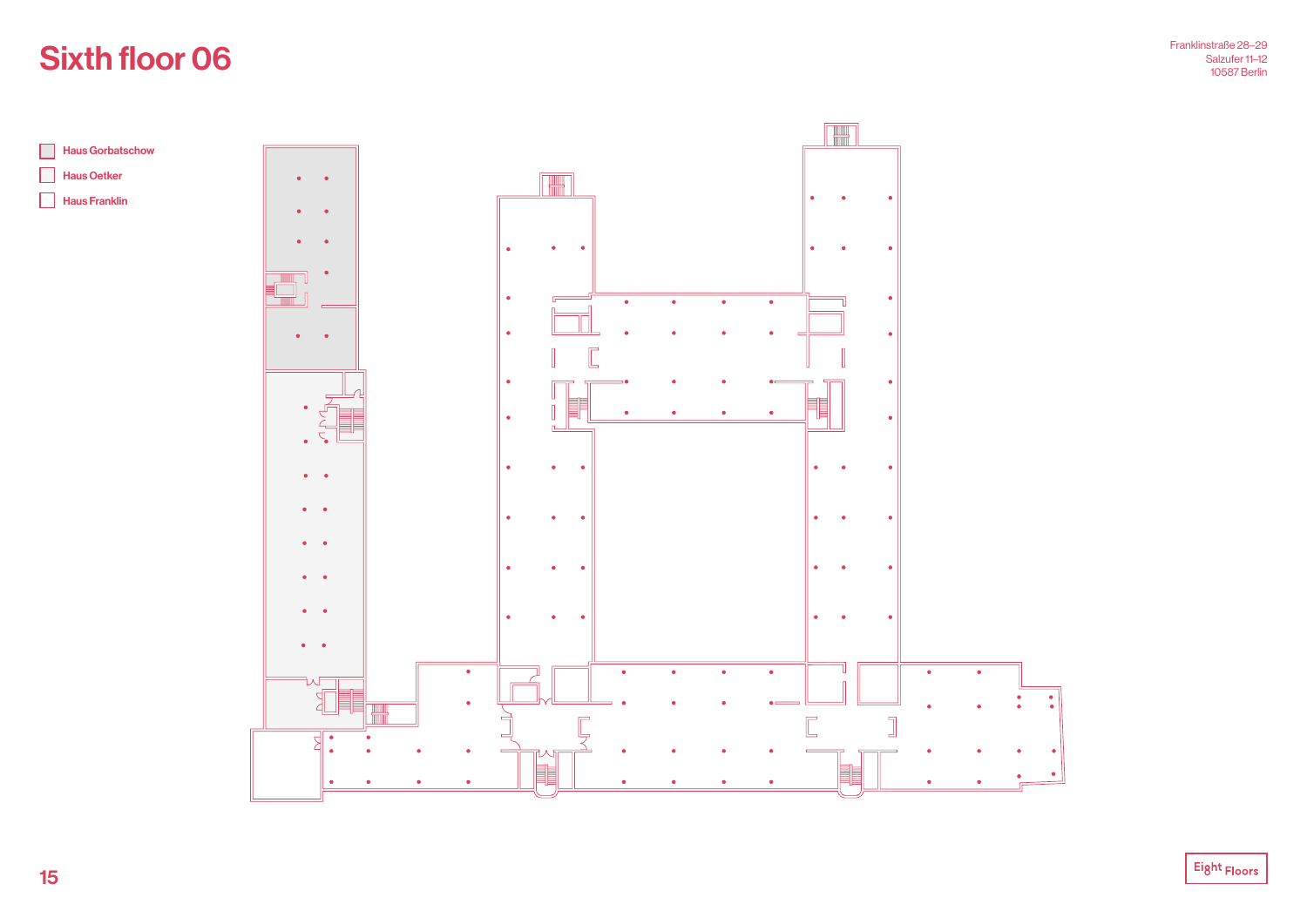# Sixth floor 06

Franklinstraße 28–29
Salzufer 11–12
10587 Berlin

- Haus Gorbatschow
- Haus Oetker
- Haus Franklin

Eight Floors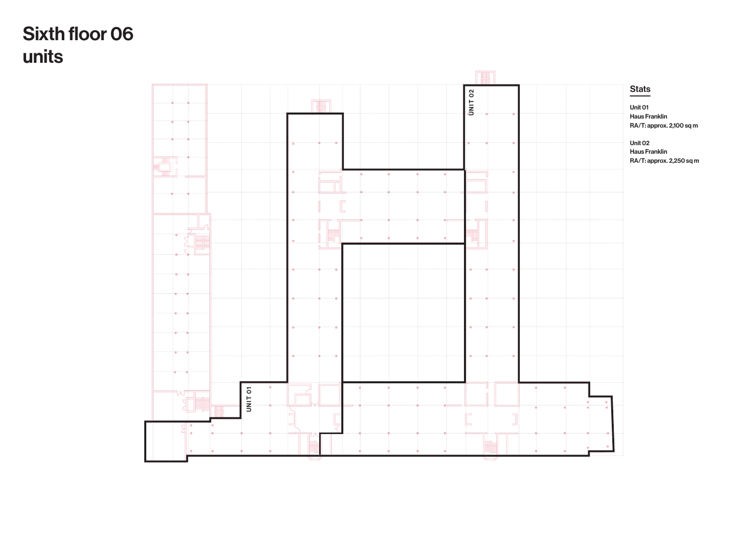# Sixth floor 06 units

UNIT 01

UNIT 02

## Stats

Unit 01
Haus Franklin
RA/T: approx. 2,100 sq m

Unit 02
Haus Franklin
RA/T: approx. 2,250 sq m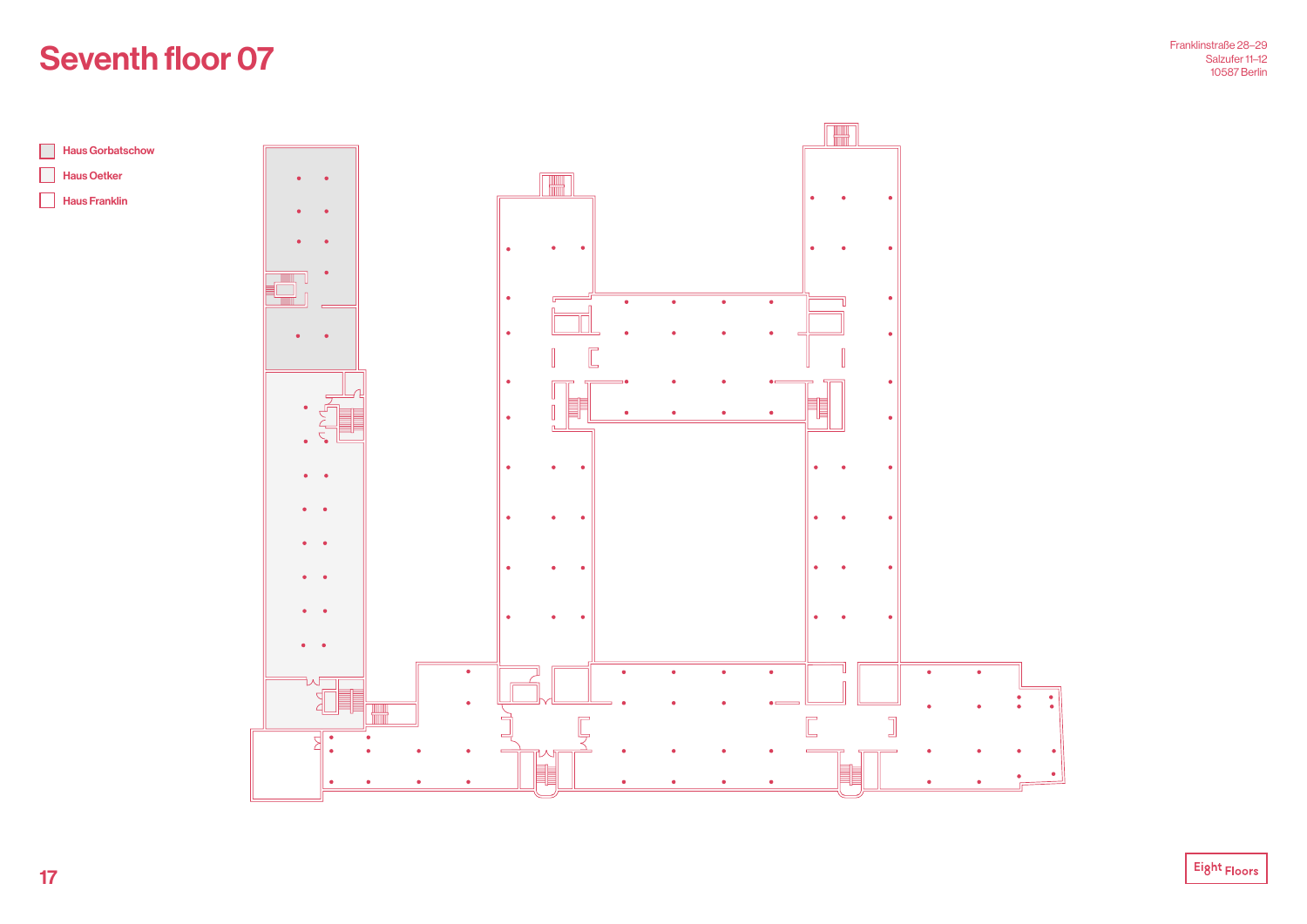# Seventh floor 07

Franklinstraße 28–29
Salzufer 11–12
10587 Berlin

- Haus Gorbatschow
- Haus Oetker
- Haus Franklin

Eight Floors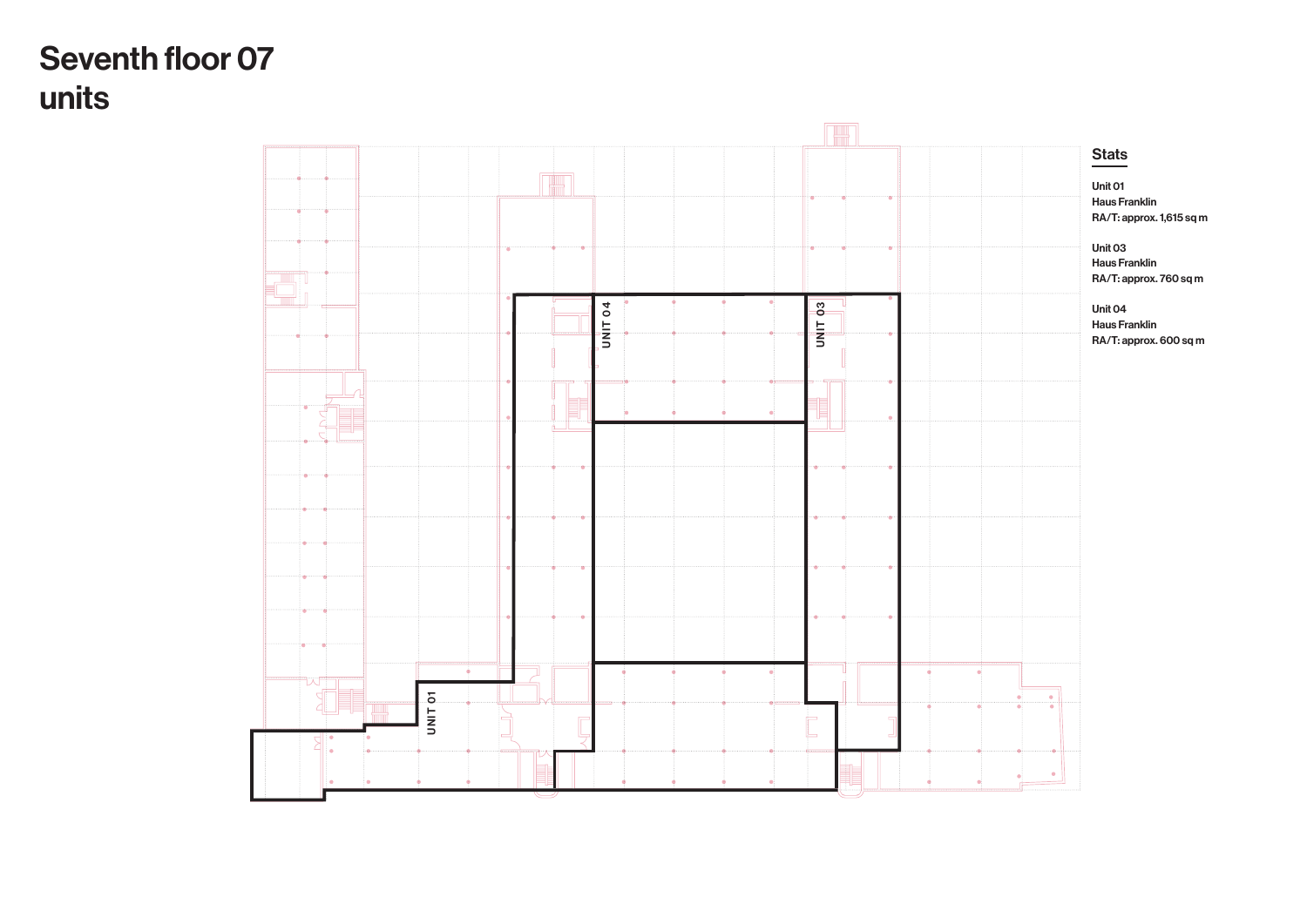# Seventh floor 07 units

UNIT 04

UNIT 03

UNIT 01

## Stats

Unit 01
Haus Franklin
RA/T: approx. 1,615 sq m

Unit 03
Haus Franklin
RA/T: approx. 760 sq m

Unit 04
Haus Franklin
RA/T: approx. 600 sq m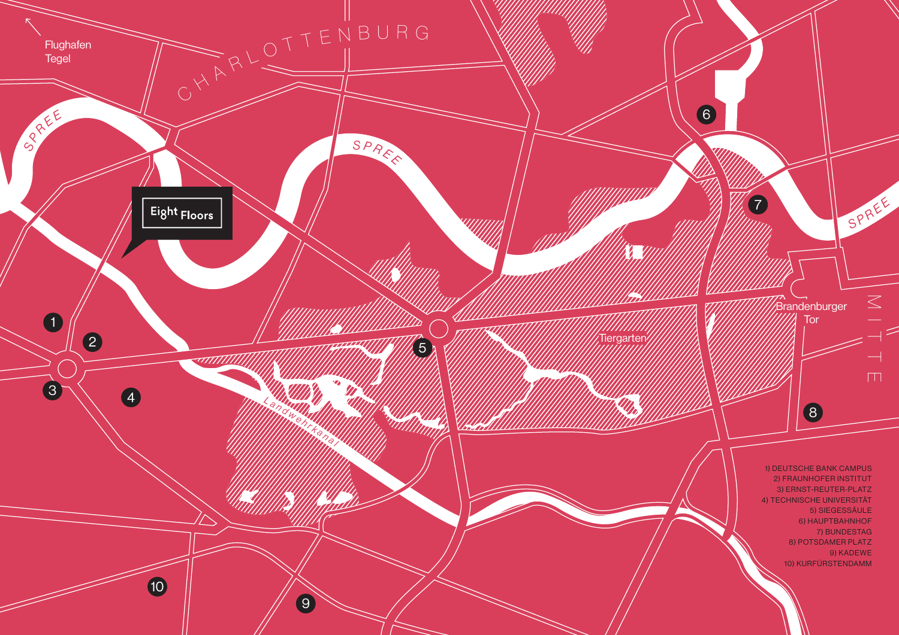Flughafen Tegel

CHARLOTTENBURG

SPREE

Eight Floors

Brandenburger Tor

Tiergarten

MITTE

Landwehrkanal

1) DEUTSCHE BANK CAMPUS
2) FRAUNHOFER INSTITUT
3) ERNST-REUTER-PLATZ
4) TECHNISCHE UNIVERSITÄT
5) SIEGESSÄULE
6) HAUPTBAHNHOF
7) BUNDESTAG
8) POTSDAMER PLATZ
9) KADEWE
10) KURFÜRSTENDAMM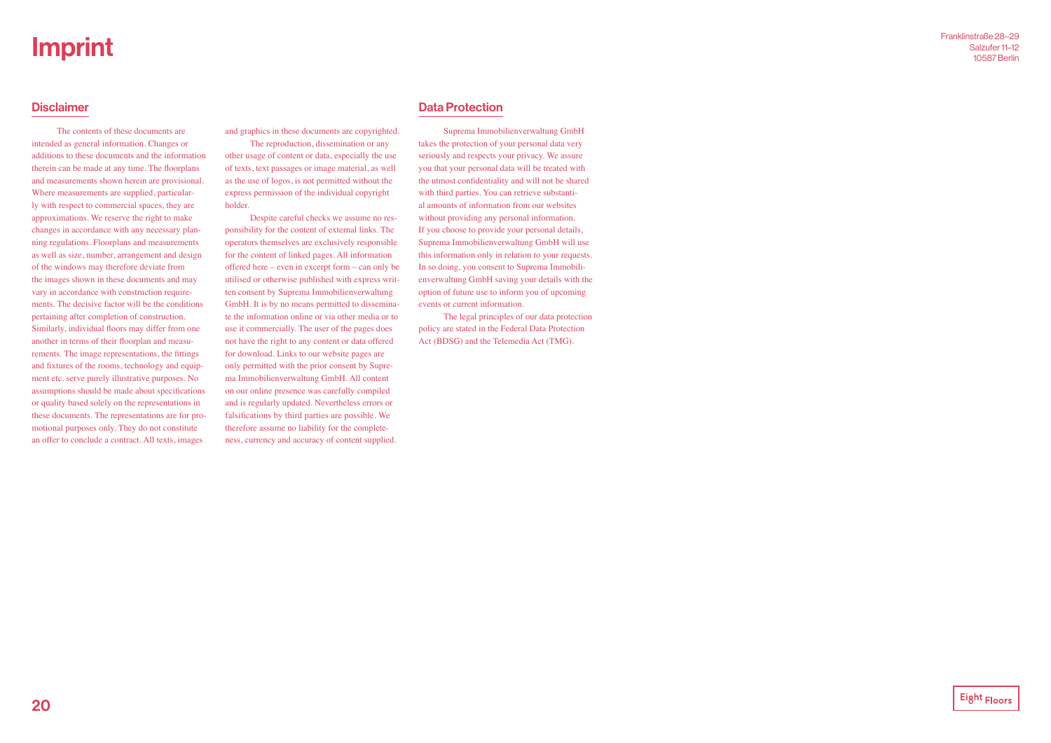# Imprint

Franklinstraße 28–29
Salzufer 11–12
10587 Berlin

## Disclaimer

The contents of these documents are intended as general information. Changes or additions to these documents and the information therein can be made at any time. The floorplans and measurements shown herein are provisional. Where measurements are supplied, particularly with respect to commercial spaces, they are approximations. We reserve the right to make changes in accordance with any necessary planning regulations. Floorplans and measurements as well as size, number, arrangement and design of the windows may therefore deviate from the images shown in these documents and may vary in accordance with construction requirements. The decisive factor will be the conditions pertaining after completion of construction. Similarly, individual floors may differ from one another in terms of their floorplan and measurements. The image representations, the fittings and fixtures of the rooms, technology and equipment etc. serve purely illustrative purposes. No assumptions should be made about specifications or quality based solely on the representations in these documents. The representations are for promotional purposes only. They do not constitute an offer to conclude a contract. All texts, images and graphics in these documents are copyrighted.

The reproduction, dissemination or any other usage of content or data, especially the use of texts, text passages or image material, as well as the use of logos, is not permitted without the express permission of the individual copyright holder.

Despite careful checks we assume no responsibility for the content of external links. The operators themselves are exclusively responsible for the content of linked pages. All information offered here – even in excerpt form – can only be utilised or otherwise published with express written consent by Suprema Immobilienverwaltung GmbH. It is by no means permitted to disseminate the information online or via other media or to use it commercially. The user of the pages does not have the right to any content or data offered for download. Links to our website pages are only permitted with the prior consent by Suprema Immobilienverwaltung GmbH. All content on our online presence was carefully compiled and is regularly updated. Nevertheless errors or falsifications by third parties are possible. We therefore assume no liability for the completeness, currency and accuracy of content supplied.

## Data Protection

Suprema Immobilienverwaltung GmbH takes the protection of your personal data very seriously and respects your privacy. We assure you that your personal data will be treated with the utmost confidentiality and will not be shared with third parties. You can retrieve substantial amounts of information from our websites without providing any personal information. If you choose to provide your personal details, Suprema Immobilienverwaltung GmbH will use this information only in relation to your requests. In so doing, you consent to Suprema Immobilienverwaltung GmbH saving your details with the option of future use to inform you of upcoming events or current information.

The legal principles of our data protection policy are stated in the Federal Data Protection Act (BDSG) and the Telemedia Act (TMG).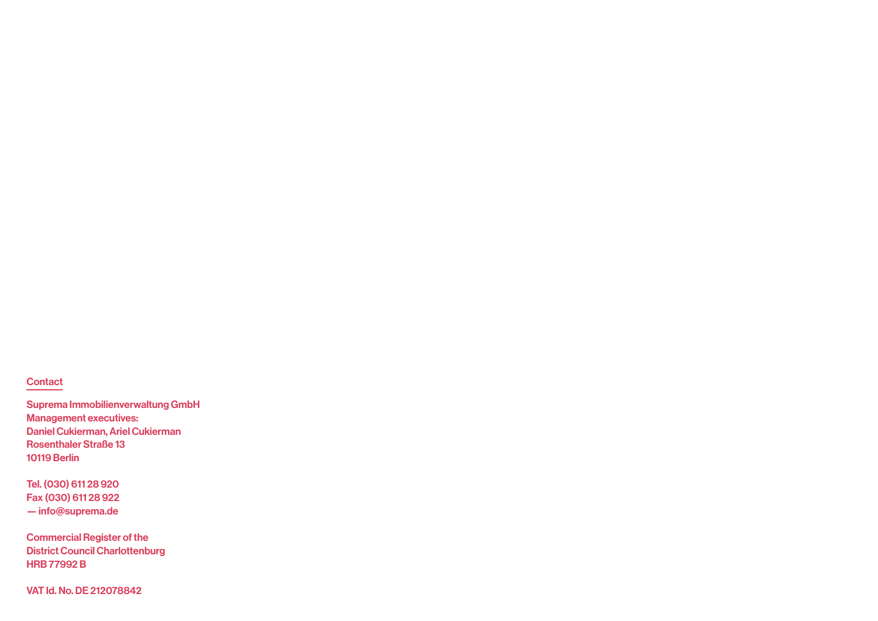## Contact

Suprema Immobilienverwaltung GmbH
Management executives:
Daniel Cukierman, Ariel Cukierman
Rosenthaler Straße 13
10119 Berlin

Tel. (030) 611 28 920
Fax (030) 611 28 922
— info@suprema.de

Commercial Register of the
District Council Charlottenburg
HRB 77992 B

VAT Id. No. DE 212078842